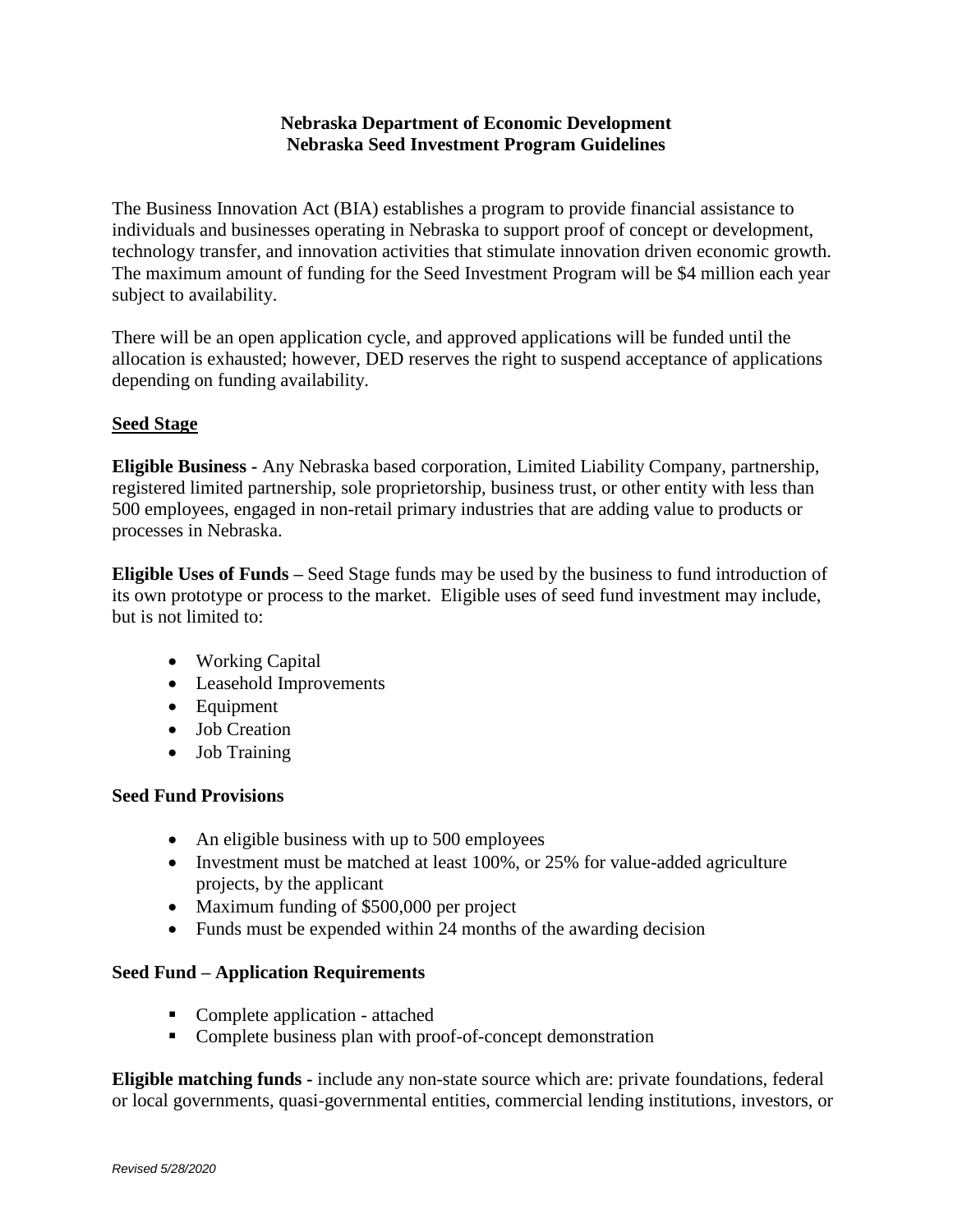**Nebraska Department of Economic Development**
**Nebraska Seed Investment Program Guidelines**

The Business Innovation Act (BIA) establishes a program to provide financial assistance to individuals and businesses operating in Nebraska to support proof of concept or development, technology transfer, and innovation activities that stimulate innovation driven economic growth. The maximum amount of funding for the Seed Investment Program will be $4 million each year subject to availability.

There will be an open application cycle, and approved applications will be funded until the allocation is exhausted; however, DED reserves the right to suspend acceptance of applications depending on funding availability.

**Seed Stage**

**Eligible Business -** Any Nebraska based corporation, Limited Liability Company, partnership, registered limited partnership, sole proprietorship, business trust, or other entity with less than 500 employees, engaged in non-retail primary industries that are adding value to products or processes in Nebraska.

**Eligible Uses of Funds –** Seed Stage funds may be used by the business to fund introduction of its own prototype or process to the market. Eligible uses of seed fund investment may include, but is not limited to:

- Working Capital
- Leasehold Improvements
- Equipment
- Job Creation
- Job Training

**Seed Fund Provisions**

- An eligible business with up to 500 employees
- Investment must be matched at least 100%, or 25% for value-added agriculture projects, by the applicant
- Maximum funding of $500,000 per project
- Funds must be expended within 24 months of the awarding decision

**Seed Fund – Application Requirements**

- Complete application - attached
- Complete business plan with proof-of-concept demonstration

**Eligible matching funds -** include any non-state source which are: private foundations, federal or local governments, quasi-governmental entities, commercial lending institutions, investors, or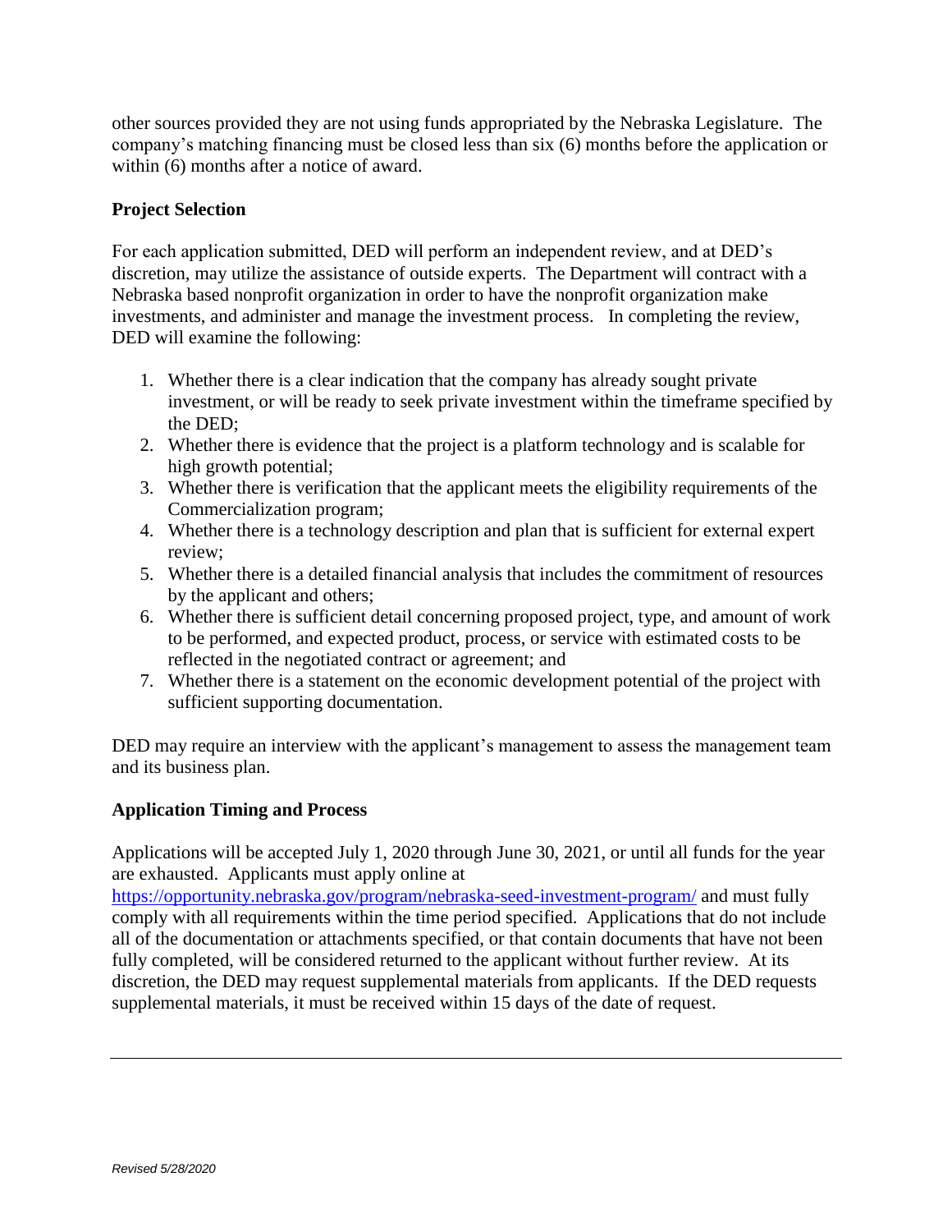other sources provided they are not using funds appropriated by the Nebraska Legislature. The company's matching financing must be closed less than six (6) months before the application or within (6) months after a notice of award.

**Project Selection**

For each application submitted, DED will perform an independent review, and at DED's discretion, may utilize the assistance of outside experts. The Department will contract with a Nebraska based nonprofit organization in order to have the nonprofit organization make investments, and administer and manage the investment process. In completing the review, DED will examine the following:

1. Whether there is a clear indication that the company has already sought private investment, or will be ready to seek private investment within the timeframe specified by the DED;
2. Whether there is evidence that the project is a platform technology and is scalable for high growth potential;
3. Whether there is verification that the applicant meets the eligibility requirements of the Commercialization program;
4. Whether there is a technology description and plan that is sufficient for external expert review;
5. Whether there is a detailed financial analysis that includes the commitment of resources by the applicant and others;
6. Whether there is sufficient detail concerning proposed project, type, and amount of work to be performed, and expected product, process, or service with estimated costs to be reflected in the negotiated contract or agreement; and
7. Whether there is a statement on the economic development potential of the project with sufficient supporting documentation.

DED may require an interview with the applicant's management to assess the management team and its business plan.

**Application Timing and Process**

Applications will be accepted July 1, 2020 through June 30, 2021, or until all funds for the year are exhausted. Applicants must apply online at https://opportunity.nebraska.gov/program/nebraska-seed-investment-program/ and must fully comply with all requirements within the time period specified. Applications that do not include all of the documentation or attachments specified, or that contain documents that have not been fully completed, will be considered returned to the applicant without further review. At its discretion, the DED may request supplemental materials from applicants. If the DED requests supplemental materials, it must be received within 15 days of the date of request.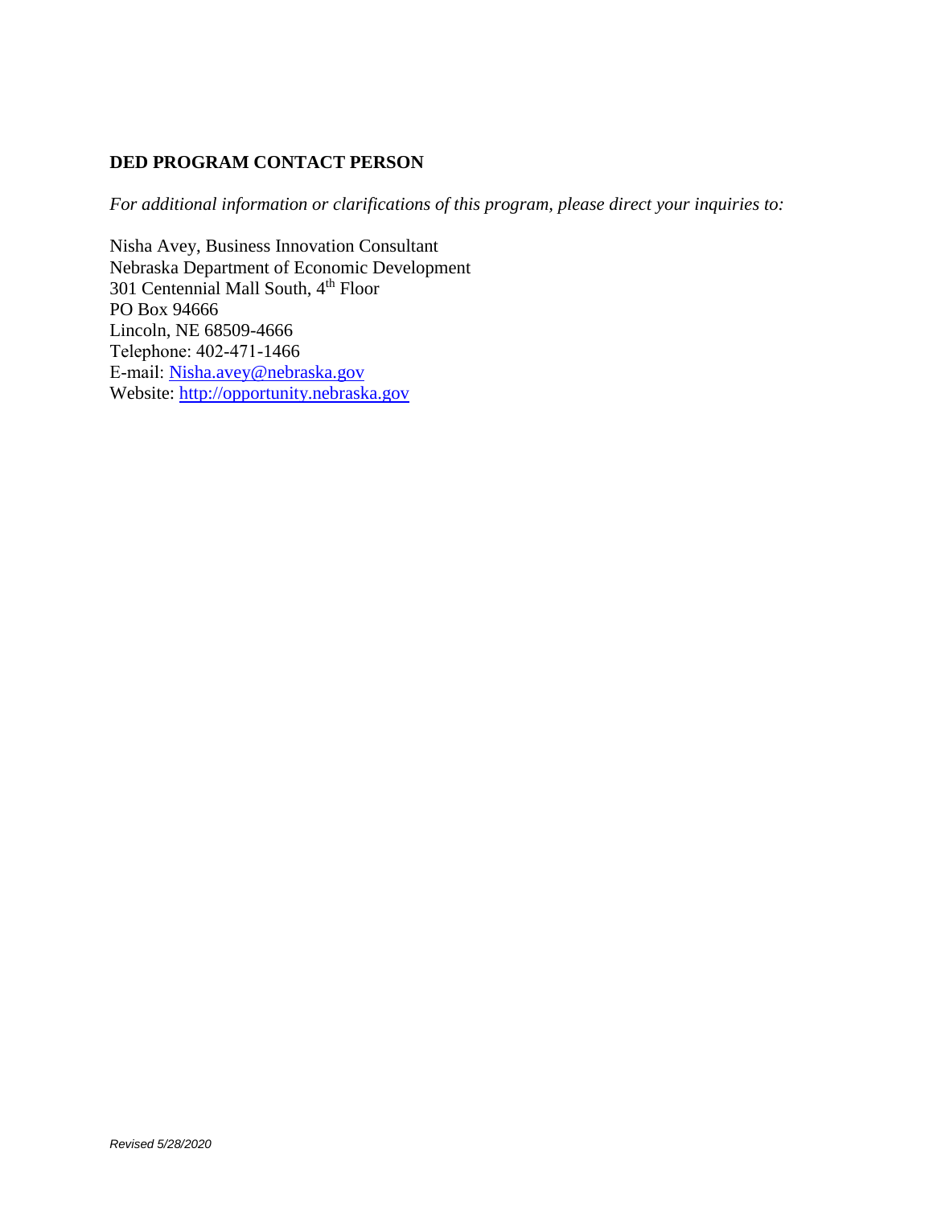## DED PROGRAM CONTACT PERSON

*For additional information or clarifications of this program, please direct your inquiries to:*

Nisha Avey, Business Innovation Consultant
Nebraska Department of Economic Development
301 Centennial Mall South, 4th Floor
PO Box 94666
Lincoln, NE 68509-4666
Telephone: 402-471-1466
E-mail: Nisha.avey@nebraska.gov
Website: http://opportunity.nebraska.gov

*Revised 5/28/2020*